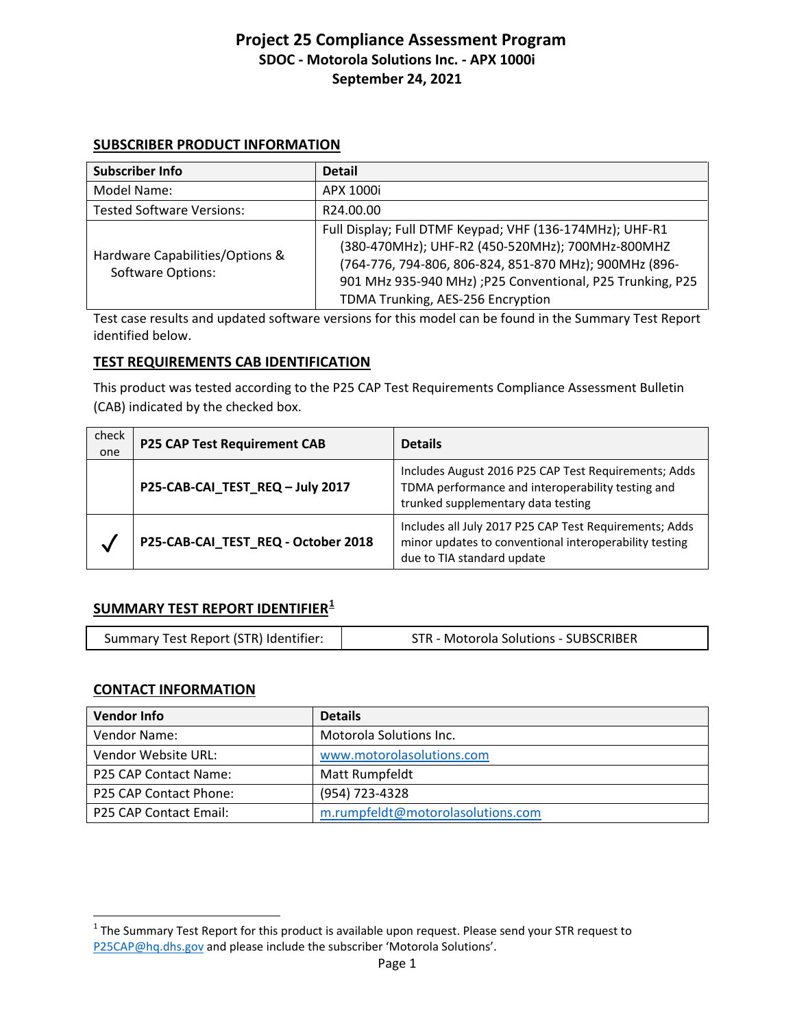# Project 25 Compliance Assessment Program

**SDOC - Motorola Solutions Inc. - APX 1000i**

**September 24, 2021**

## SUBSCRIBER PRODUCT INFORMATION

| Subscriber Info | Detail |
|---|---|
| Model Name: | APX 1000i |
| Tested Software Versions: | R24.00.00 |
| Hardware Capabilities/Options & Software Options: | Full Display; Full DTMF Keypad; VHF (136-174MHz); UHF-R1 (380-470MHz); UHF-R2 (450-520MHz); 700MHz-800MHZ (764-776, 794-806, 806-824, 851-870 MHz); 900MHz (896-901 MHz 935-940 MHz) ;P25 Conventional, P25 Trunking, P25 TDMA Trunking, AES-256 Encryption |

Test case results and updated software versions for this model can be found in the Summary Test Report identified below.

## TEST REQUIREMENTS CAB IDENTIFICATION

This product was tested according to the P25 CAP Test Requirements Compliance Assessment Bulletin (CAB) indicated by the checked box.

| check one | P25 CAP Test Requirement CAB | Details |
|---|---|---|
| | **P25-CAB-CAI_TEST_REQ – July 2017** | Includes August 2016 P25 CAP Test Requirements; Adds TDMA performance and interoperability testing and trunked supplementary data testing |
| ✓ | **P25-CAB-CAI_TEST_REQ - October 2018** | Includes all July 2017 P25 CAP Test Requirements; Adds minor updates to conventional interoperability testing due to TIA standard update |

## SUMMARY TEST REPORT IDENTIFIER[1]

| Summary Test Report (STR) Identifier: | STR - Motorola Solutions - SUBSCRIBER |
|---|---|

## CONTACT INFORMATION

| Vendor Info | Details |
|---|---|
| Vendor Name: | Motorola Solutions Inc. |
| Vendor Website URL: | www.motorolasolutions.com |
| P25 CAP Contact Name: | Matt Rumpfeldt |
| P25 CAP Contact Phone: | (954) 723-4328 |
| P25 CAP Contact Email: | m.rumpfeldt@motorolasolutions.com |

[1] The Summary Test Report for this product is available upon request. Please send your STR request to P25CAP@hq.dhs.gov and please include the subscriber 'Motorola Solutions'.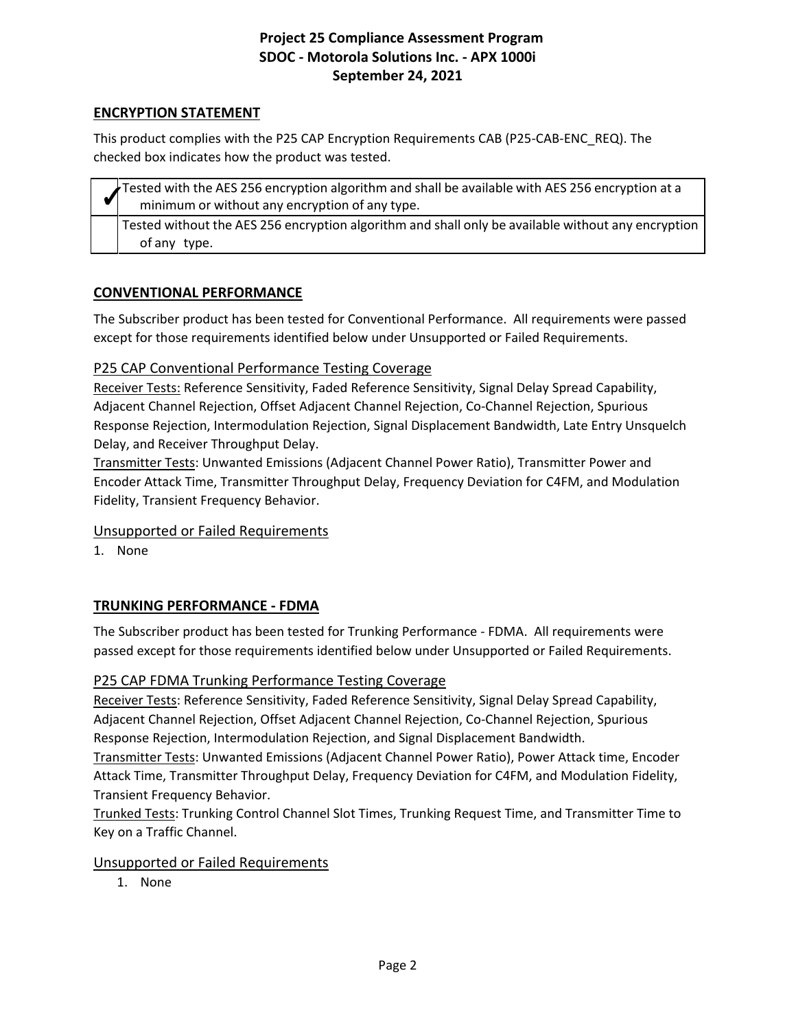## ENCRYPTION STATEMENT

This product complies with the P25 CAP Encryption Requirements CAB (P25-CAB-ENC_REQ). The checked box indicates how the product was tested.

| | |
|---|---|
| ✓ | Tested with the AES 256 encryption algorithm and shall be available with AES 256 encryption at a minimum or without any encryption of any type. |
| | Tested without the AES 256 encryption algorithm and shall only be available without any encryption of any type. |

## CONVENTIONAL PERFORMANCE

The Subscriber product has been tested for Conventional Performance. All requirements were passed except for those requirements identified below under Unsupported or Failed Requirements.

### P25 CAP Conventional Performance Testing Coverage

Receiver Tests: Reference Sensitivity, Faded Reference Sensitivity, Signal Delay Spread Capability, Adjacent Channel Rejection, Offset Adjacent Channel Rejection, Co-Channel Rejection, Spurious Response Rejection, Intermodulation Rejection, Signal Displacement Bandwidth, Late Entry Unsquelch Delay, and Receiver Throughput Delay.

Transmitter Tests: Unwanted Emissions (Adjacent Channel Power Ratio), Transmitter Power and Encoder Attack Time, Transmitter Throughput Delay, Frequency Deviation for C4FM, and Modulation Fidelity, Transient Frequency Behavior.

### Unsupported or Failed Requirements

1. None

## TRUNKING PERFORMANCE - FDMA

The Subscriber product has been tested for Trunking Performance - FDMA. All requirements were passed except for those requirements identified below under Unsupported or Failed Requirements.

### P25 CAP FDMA Trunking Performance Testing Coverage

Receiver Tests: Reference Sensitivity, Faded Reference Sensitivity, Signal Delay Spread Capability, Adjacent Channel Rejection, Offset Adjacent Channel Rejection, Co-Channel Rejection, Spurious Response Rejection, Intermodulation Rejection, and Signal Displacement Bandwidth.

Transmitter Tests: Unwanted Emissions (Adjacent Channel Power Ratio), Power Attack time, Encoder Attack Time, Transmitter Throughput Delay, Frequency Deviation for C4FM, and Modulation Fidelity, Transient Frequency Behavior.

Trunked Tests: Trunking Control Channel Slot Times, Trunking Request Time, and Transmitter Time to Key on a Traffic Channel.

### Unsupported or Failed Requirements

1. None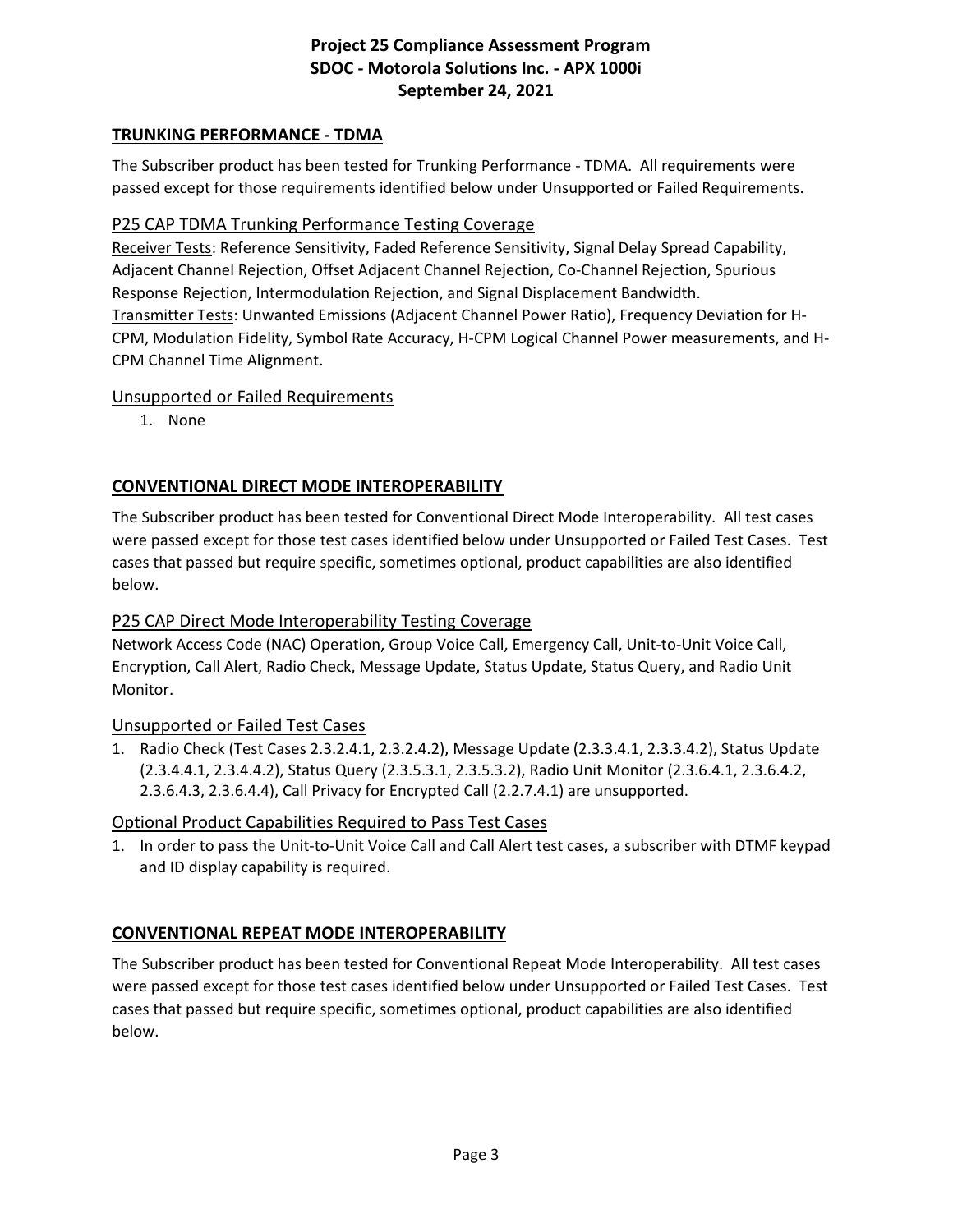## TRUNKING PERFORMANCE - TDMA

The Subscriber product has been tested for Trunking Performance - TDMA. All requirements were passed except for those requirements identified below under Unsupported or Failed Requirements.

### P25 CAP TDMA Trunking Performance Testing Coverage

Receiver Tests: Reference Sensitivity, Faded Reference Sensitivity, Signal Delay Spread Capability, Adjacent Channel Rejection, Offset Adjacent Channel Rejection, Co-Channel Rejection, Spurious Response Rejection, Intermodulation Rejection, and Signal Displacement Bandwidth.
Transmitter Tests: Unwanted Emissions (Adjacent Channel Power Ratio), Frequency Deviation for H-CPM, Modulation Fidelity, Symbol Rate Accuracy, H-CPM Logical Channel Power measurements, and H-CPM Channel Time Alignment.

### Unsupported or Failed Requirements

1. None

## CONVENTIONAL DIRECT MODE INTEROPERABILITY

The Subscriber product has been tested for Conventional Direct Mode Interoperability. All test cases were passed except for those test cases identified below under Unsupported or Failed Test Cases. Test cases that passed but require specific, sometimes optional, product capabilities are also identified below.

### P25 CAP Direct Mode Interoperability Testing Coverage

Network Access Code (NAC) Operation, Group Voice Call, Emergency Call, Unit-to-Unit Voice Call, Encryption, Call Alert, Radio Check, Message Update, Status Update, Status Query, and Radio Unit Monitor.

### Unsupported or Failed Test Cases

1. Radio Check (Test Cases 2.3.2.4.1, 2.3.2.4.2), Message Update (2.3.3.4.1, 2.3.3.4.2), Status Update (2.3.4.4.1, 2.3.4.4.2), Status Query (2.3.5.3.1, 2.3.5.3.2), Radio Unit Monitor (2.3.6.4.1, 2.3.6.4.2, 2.3.6.4.3, 2.3.6.4.4), Call Privacy for Encrypted Call (2.2.7.4.1) are unsupported.

### Optional Product Capabilities Required to Pass Test Cases

1. In order to pass the Unit-to-Unit Voice Call and Call Alert test cases, a subscriber with DTMF keypad and ID display capability is required.

## CONVENTIONAL REPEAT MODE INTEROPERABILITY

The Subscriber product has been tested for Conventional Repeat Mode Interoperability. All test cases were passed except for those test cases identified below under Unsupported or Failed Test Cases. Test cases that passed but require specific, sometimes optional, product capabilities are also identified below.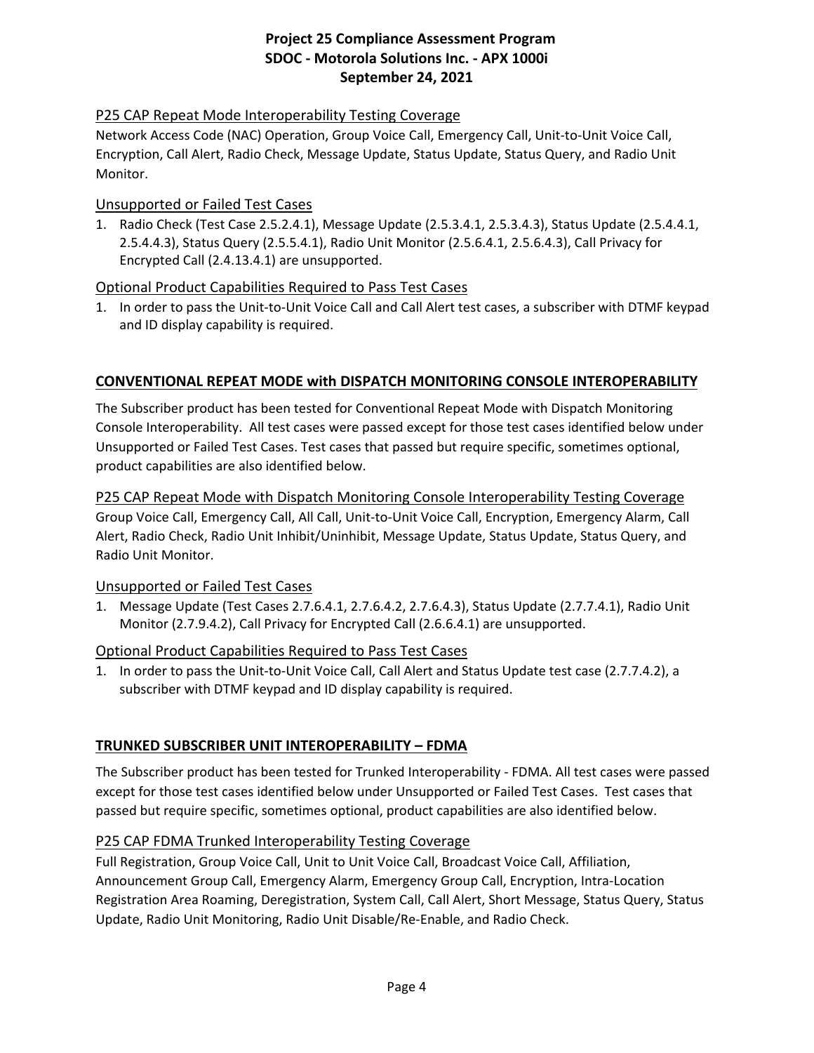### P25 CAP Repeat Mode Interoperability Testing Coverage

Network Access Code (NAC) Operation, Group Voice Call, Emergency Call, Unit-to-Unit Voice Call, Encryption, Call Alert, Radio Check, Message Update, Status Update, Status Query, and Radio Unit Monitor.

### Unsupported or Failed Test Cases

1. Radio Check (Test Case 2.5.2.4.1), Message Update (2.5.3.4.1, 2.5.3.4.3), Status Update (2.5.4.4.1, 2.5.4.4.3), Status Query (2.5.5.4.1), Radio Unit Monitor (2.5.6.4.1, 2.5.6.4.3), Call Privacy for Encrypted Call (2.4.13.4.1) are unsupported.

### Optional Product Capabilities Required to Pass Test Cases

1. In order to pass the Unit-to-Unit Voice Call and Call Alert test cases, a subscriber with DTMF keypad and ID display capability is required.

## CONVENTIONAL REPEAT MODE with DISPATCH MONITORING CONSOLE INTEROPERABILITY

The Subscriber product has been tested for Conventional Repeat Mode with Dispatch Monitoring Console Interoperability. All test cases were passed except for those test cases identified below under Unsupported or Failed Test Cases. Test cases that passed but require specific, sometimes optional, product capabilities are also identified below.

### P25 CAP Repeat Mode with Dispatch Monitoring Console Interoperability Testing Coverage

Group Voice Call, Emergency Call, All Call, Unit-to-Unit Voice Call, Encryption, Emergency Alarm, Call Alert, Radio Check, Radio Unit Inhibit/Uninhibit, Message Update, Status Update, Status Query, and Radio Unit Monitor.

### Unsupported or Failed Test Cases

1. Message Update (Test Cases 2.7.6.4.1, 2.7.6.4.2, 2.7.6.4.3), Status Update (2.7.7.4.1), Radio Unit Monitor (2.7.9.4.2), Call Privacy for Encrypted Call (2.6.6.4.1) are unsupported.

### Optional Product Capabilities Required to Pass Test Cases

1. In order to pass the Unit-to-Unit Voice Call, Call Alert and Status Update test case (2.7.7.4.2), a subscriber with DTMF keypad and ID display capability is required.

## TRUNKED SUBSCRIBER UNIT INTEROPERABILITY – FDMA

The Subscriber product has been tested for Trunked Interoperability - FDMA. All test cases were passed except for those test cases identified below under Unsupported or Failed Test Cases. Test cases that passed but require specific, sometimes optional, product capabilities are also identified below.

### P25 CAP FDMA Trunked Interoperability Testing Coverage

Full Registration, Group Voice Call, Unit to Unit Voice Call, Broadcast Voice Call, Affiliation, Announcement Group Call, Emergency Alarm, Emergency Group Call, Encryption, Intra-Location Registration Area Roaming, Deregistration, System Call, Call Alert, Short Message, Status Query, Status Update, Radio Unit Monitoring, Radio Unit Disable/Re-Enable, and Radio Check.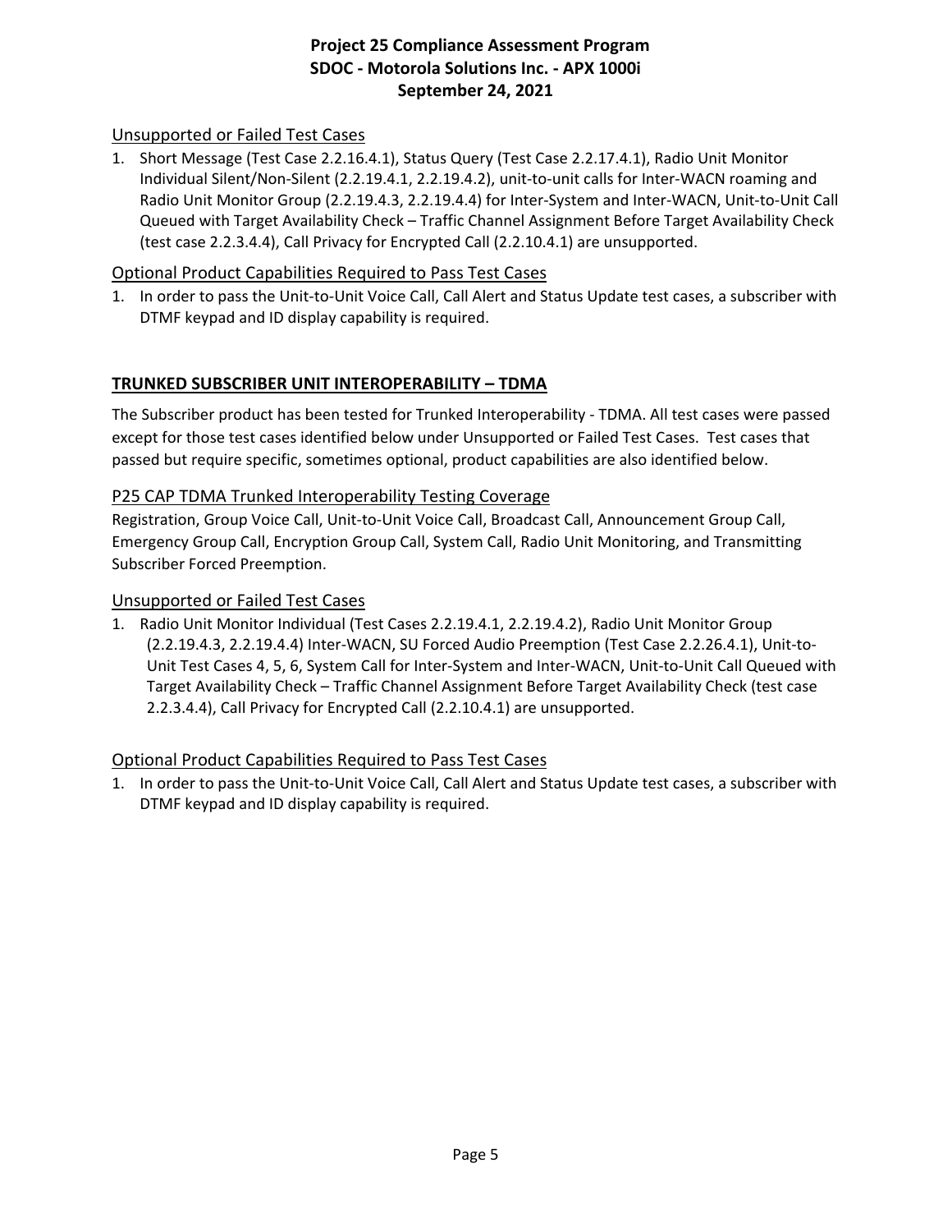### Unsupported or Failed Test Cases

1. Short Message (Test Case 2.2.16.4.1), Status Query (Test Case 2.2.17.4.1), Radio Unit Monitor Individual Silent/Non-Silent (2.2.19.4.1, 2.2.19.4.2), unit-to-unit calls for Inter-WACN roaming and Radio Unit Monitor Group (2.2.19.4.3, 2.2.19.4.4) for Inter-System and Inter-WACN, Unit-to-Unit Call Queued with Target Availability Check – Traffic Channel Assignment Before Target Availability Check (test case 2.2.3.4.4), Call Privacy for Encrypted Call (2.2.10.4.1) are unsupported.

### Optional Product Capabilities Required to Pass Test Cases

1. In order to pass the Unit-to-Unit Voice Call, Call Alert and Status Update test cases, a subscriber with DTMF keypad and ID display capability is required.

## TRUNKED SUBSCRIBER UNIT INTEROPERABILITY – TDMA

The Subscriber product has been tested for Trunked Interoperability - TDMA. All test cases were passed except for those test cases identified below under Unsupported or Failed Test Cases. Test cases that passed but require specific, sometimes optional, product capabilities are also identified below.

### P25 CAP TDMA Trunked Interoperability Testing Coverage

Registration, Group Voice Call, Unit-to-Unit Voice Call, Broadcast Call, Announcement Group Call, Emergency Group Call, Encryption Group Call, System Call, Radio Unit Monitoring, and Transmitting Subscriber Forced Preemption.

### Unsupported or Failed Test Cases

1. Radio Unit Monitor Individual (Test Cases 2.2.19.4.1, 2.2.19.4.2), Radio Unit Monitor Group (2.2.19.4.3, 2.2.19.4.4) Inter-WACN, SU Forced Audio Preemption (Test Case 2.2.26.4.1), Unit-to-Unit Test Cases 4, 5, 6, System Call for Inter-System and Inter-WACN, Unit-to-Unit Call Queued with Target Availability Check – Traffic Channel Assignment Before Target Availability Check (test case 2.2.3.4.4), Call Privacy for Encrypted Call (2.2.10.4.1) are unsupported.

### Optional Product Capabilities Required to Pass Test Cases

1. In order to pass the Unit-to-Unit Voice Call, Call Alert and Status Update test cases, a subscriber with DTMF keypad and ID display capability is required.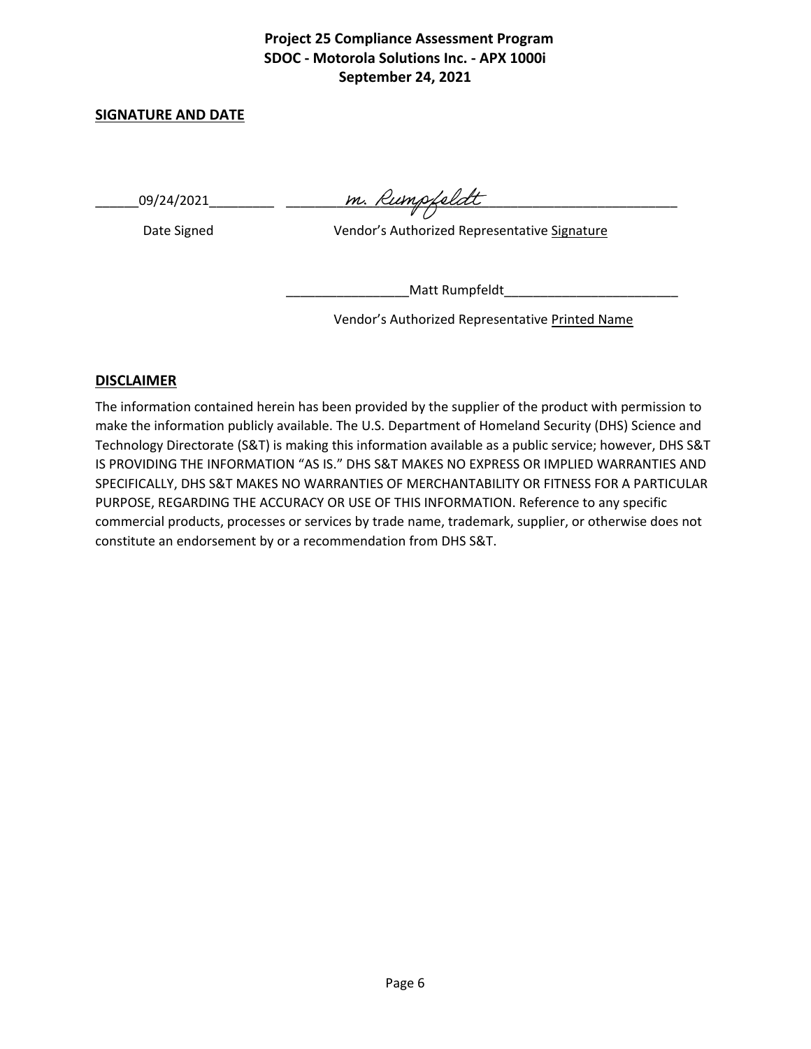## SIGNATURE AND DATE

09/24/2021 — m. Rumpfeldt

Date Signed — Vendor's Authorized Representative Signature

Matt Rumpfeldt

Vendor's Authorized Representative Printed Name

## DISCLAIMER

The information contained herein has been provided by the supplier of the product with permission to make the information publicly available. The U.S. Department of Homeland Security (DHS) Science and Technology Directorate (S&T) is making this information available as a public service; however, DHS S&T IS PROVIDING THE INFORMATION "AS IS." DHS S&T MAKES NO EXPRESS OR IMPLIED WARRANTIES AND SPECIFICALLY, DHS S&T MAKES NO WARRANTIES OF MERCHANTABILITY OR FITNESS FOR A PARTICULAR PURPOSE, REGARDING THE ACCURACY OR USE OF THIS INFORMATION. Reference to any specific commercial products, processes or services by trade name, trademark, supplier, or otherwise does not constitute an endorsement by or a recommendation from DHS S&T.